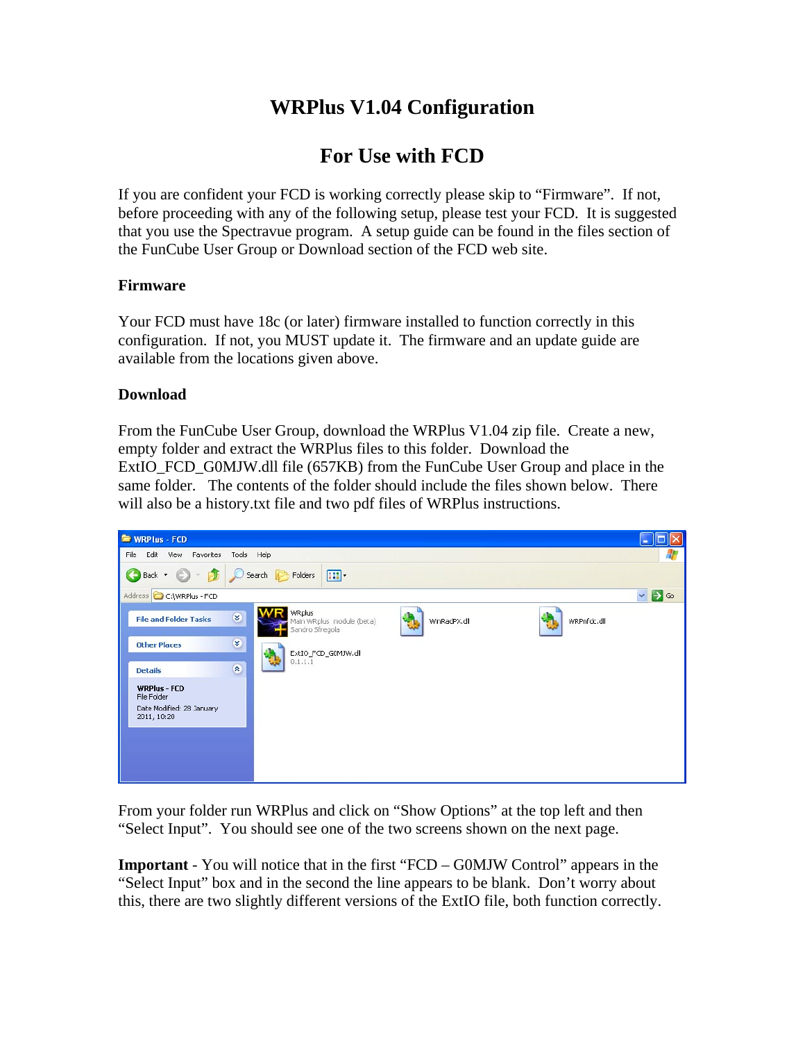# WRPlus V1.04 Configuration

## For Use with FCD

If you are confident your FCD is working correctly please skip to "Firmware". If not, before proceeding with any of the following setup, please test your FCD. It is suggested that you use the Spectravue program. A setup guide can be found in the files section of the FunCube User Group or Download section of the FCD web site.

**Firmware**

Your FCD must have 18c (or later) firmware installed to function correctly in this configuration. If not, you MUST update it. The firmware and an update guide are available from the locations given above.

**Download**

From the FunCube User Group, download the WRPlus V1.04 zip file. Create a new, empty folder and extract the WRPlus files to this folder. Download the ExtIO_FCD_G0MJW.dll file (657KB) from the FunCube User Group and place in the same folder. The contents of the folder should include the files shown below. There will also be a history.txt file and two pdf files of WRPlus instructions.

From your folder run WRPlus and click on "Show Options" at the top left and then "Select Input". You should see one of the two screens shown on the next page.

**Important** - You will notice that in the first "FCD – G0MJW Control" appears in the "Select Input" box and in the second the line appears to be blank. Don't worry about this, there are two slightly different versions of the ExtIO file, both function correctly.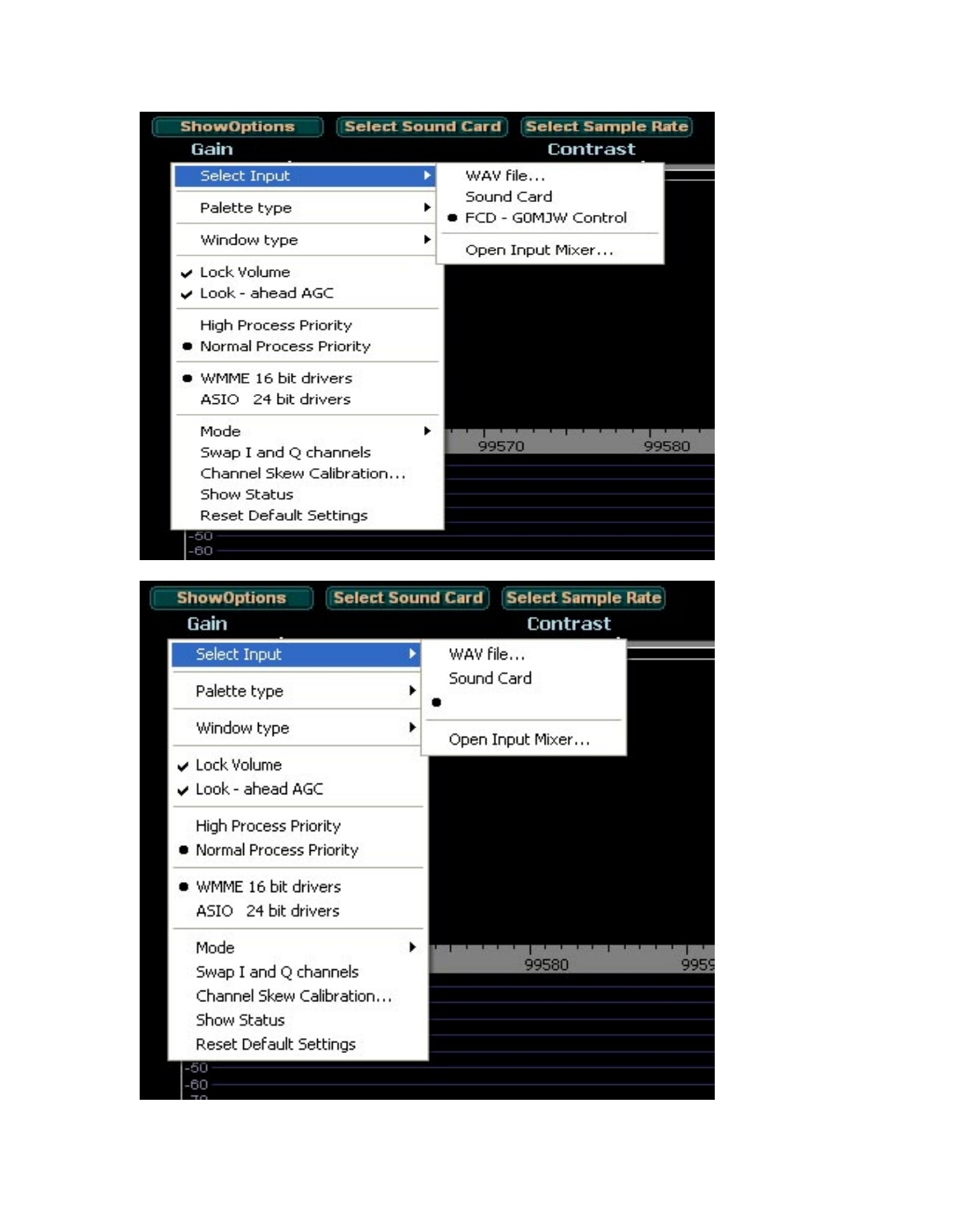ShowOptions | Select Sound Card | Select Sample Rate

Gain | Contrast

- Select Input ▸
  - WAV file...
  - Sound Card
  - ● FCD - G0MJW Control
  - Open Input Mixer...
- Palette type ▸
- Window type ▸
- ✔ Lock Volume
- ✔ Look - ahead AGC
- High Process Priority
- ● Normal Process Priority
- ● WMME 16 bit drivers
- ASIO 24 bit drivers
- Mode ▸
- Swap I and Q channels
- Channel Skew Calibration...
- Show Status
- Reset Default Settings

99570 99580

-50
-60

ShowOptions | Select Sound Card | Select Sample Rate

Gain | Contrast

- Select Input ▸
  - WAV file...
  - Sound Card
  - ●
  - Open Input Mixer...
- Palette type ▸
- Window type ▸
- ✔ Lock Volume
- ✔ Look - ahead AGC
- High Process Priority
- ● Normal Process Priority
- ● WMME 16 bit drivers
- ASIO 24 bit drivers
- Mode ▸
- Swap I and Q channels
- Channel Skew Calibration...
- Show Status
- Reset Default Settings

99580 9959

-50
-60
-70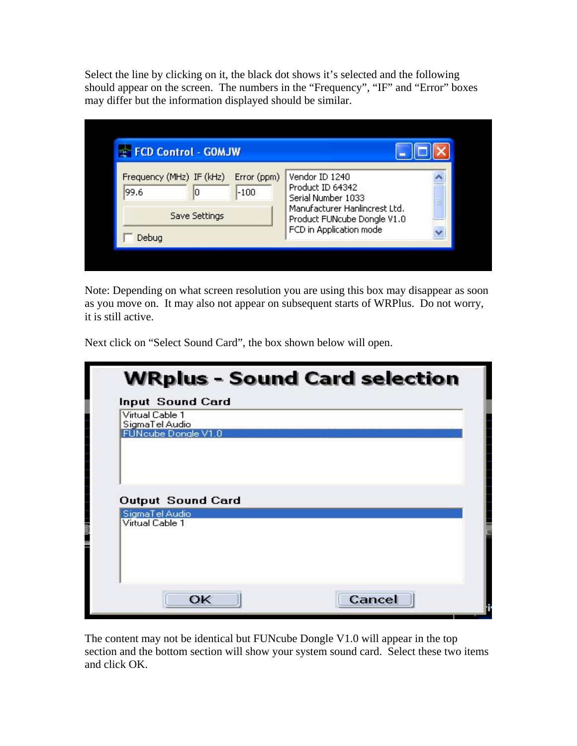Select the line by clicking on it, the black dot shows it's selected and the following should appear on the screen. The numbers in the "Frequency", "IF" and "Error" boxes may differ but the information displayed should be similar.

Note: Depending on what screen resolution you are using this box may disappear as soon as you move on. It may also not appear on subsequent starts of WRPlus. Do not worry, it is still active.

Next click on "Select Sound Card", the box shown below will open.

The content may not be identical but FUNcube Dongle V1.0 will appear in the top section and the bottom section will show your system sound card. Select these two items and click OK.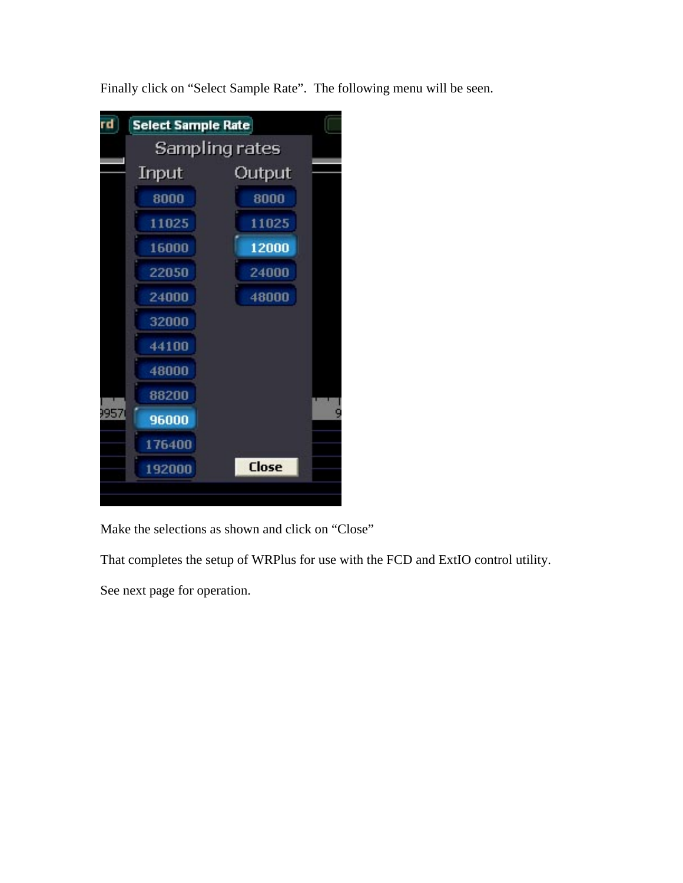Finally click on “Select Sample Rate”.  The following menu will be seen.

Make the selections as shown and click on “Close”

That completes the setup of WRPlus for use with the FCD and ExtIO control utility.

See next page for operation.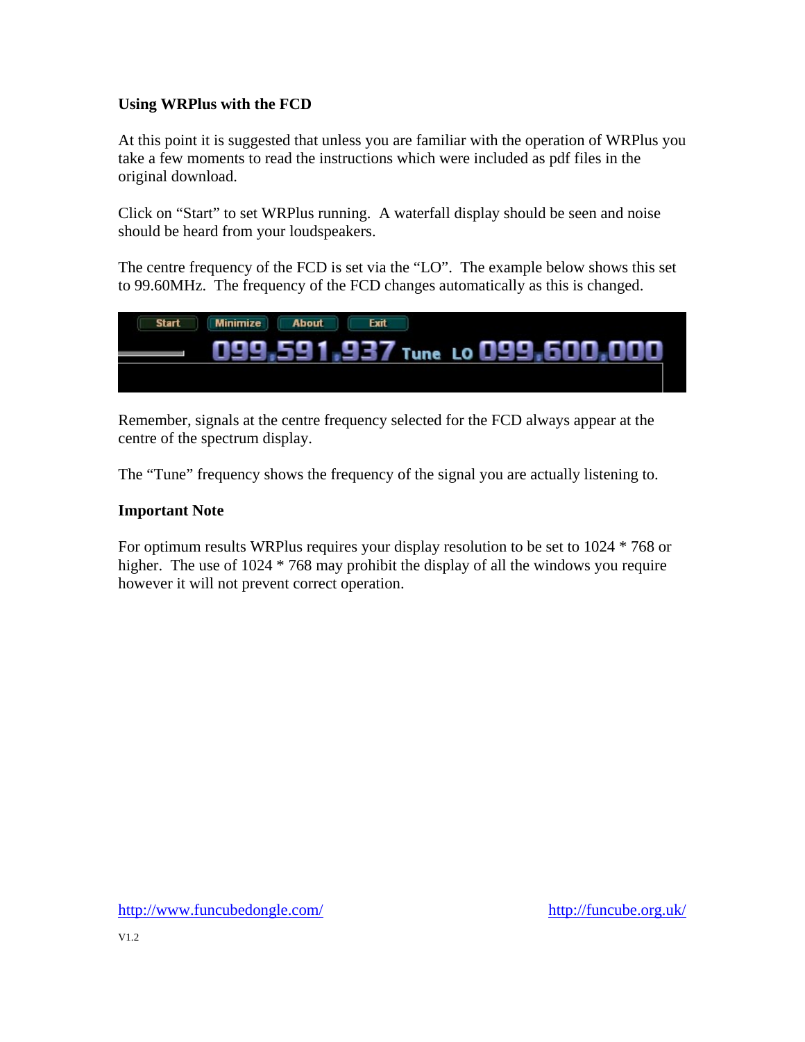**Using WRPlus with the FCD**

At this point it is suggested that unless you are familiar with the operation of WRPlus you take a few moments to read the instructions which were included as pdf files in the original download.

Click on "Start" to set WRPlus running. A waterfall display should be seen and noise should be heard from your loudspeakers.

The centre frequency of the FCD is set via the "LO". The example below shows this set to 99.60MHz. The frequency of the FCD changes automatically as this is changed.

Remember, signals at the centre frequency selected for the FCD always appear at the centre of the spectrum display.

The "Tune" frequency shows the frequency of the signal you are actually listening to.

**Important Note**

For optimum results WRPlus requires your display resolution to be set to 1024 * 768 or higher. The use of 1024 * 768 may prohibit the display of all the windows you require however it will not prevent correct operation.